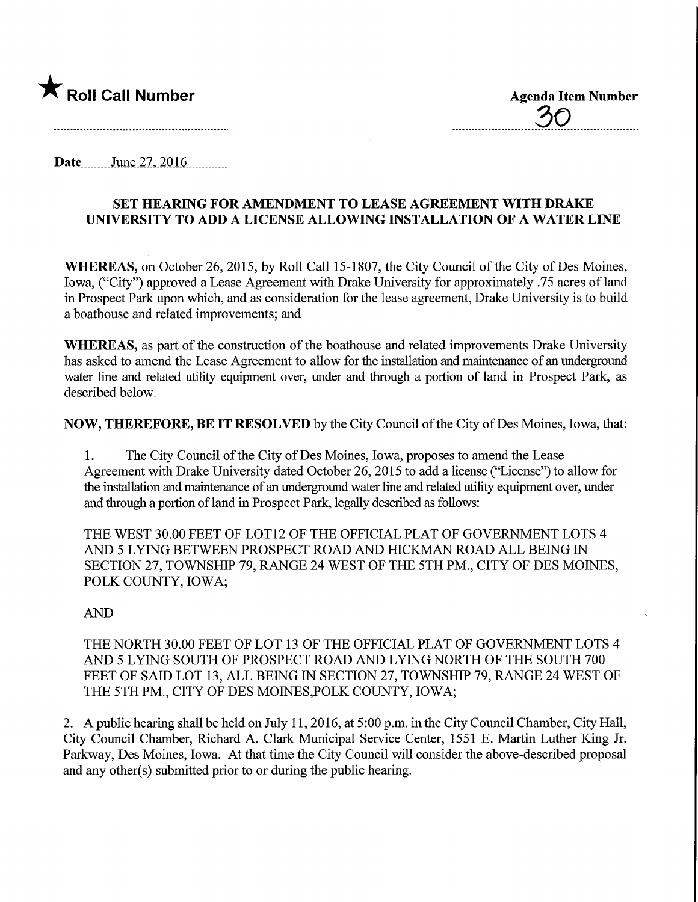★ **Roll Call Number**

**Agenda Item Number**

30

**Date** June 27, 2016

## SET HEARING FOR AMENDMENT TO LEASE AGREEMENT WITH DRAKE UNIVERSITY TO ADD A LICENSE ALLOWING INSTALLATION OF A WATER LINE

**WHEREAS,** on October 26, 2015, by Roll Call 15-1807, the City Council of the City of Des Moines, Iowa, ("City") approved a Lease Agreement with Drake University for approximately .75 acres of land in Prospect Park upon which, and as consideration for the lease agreement, Drake University is to build a boathouse and related improvements; and

**WHEREAS,** as part of the construction of the boathouse and related improvements Drake University has asked to amend the Lease Agreement to allow for the installation and maintenance of an underground water line and related utility equipment over, under and through a portion of land in Prospect Park, as described below.

**NOW, THEREFORE, BE IT RESOLVED** by the City Council of the City of Des Moines, Iowa, that:

1. The City Council of the City of Des Moines, Iowa, proposes to amend the Lease Agreement with Drake University dated October 26, 2015 to add a license ("License") to allow for the installation and maintenance of an underground water line and related utility equipment over, under and through a portion of land in Prospect Park, legally described as follows:

THE WEST 30.00 FEET OF LOT12 OF THE OFFICIAL PLAT OF GOVERNMENT LOTS 4 AND 5 LYING BETWEEN PROSPECT ROAD AND HICKMAN ROAD ALL BEING IN SECTION 27, TOWNSHIP 79, RANGE 24 WEST OF THE 5TH PM., CITY OF DES MOINES, POLK COUNTY, IOWA;

AND

THE NORTH 30.00 FEET OF LOT 13 OF THE OFFICIAL PLAT OF GOVERNMENT LOTS 4 AND 5 LYING SOUTH OF PROSPECT ROAD AND LYING NORTH OF THE SOUTH 700 FEET OF SAID LOT 13, ALL BEING IN SECTION 27, TOWNSHIP 79, RANGE 24 WEST OF THE 5TH PM., CITY OF DES MOINES,POLK COUNTY, IOWA;

2. A public hearing shall be held on July 11, 2016, at 5:00 p.m. in the City Council Chamber, City Hall, City Council Chamber, Richard A. Clark Municipal Service Center, 1551 E. Martin Luther King Jr. Parkway, Des Moines, Iowa. At that time the City Council will consider the above-described proposal and any other(s) submitted prior to or during the public hearing.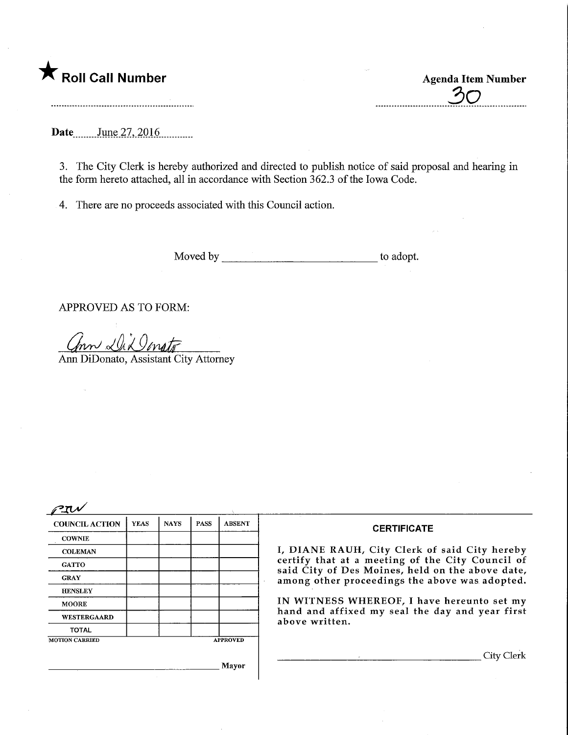★ **Roll Call Number**

**Agenda Item Number**

30

**Date** June 27, 2016

3. The City Clerk is hereby authorized and directed to publish notice of said proposal and hearing in the form hereto attached, all in accordance with Section 362.3 of the Iowa Code.

4. There are no proceeds associated with this Council action.

Moved by ______________________________ to adopt.

APPROVED AS TO FORM:

Ann DiDonato

Ann DiDonato, Assistant City Attorney

PRV

| COUNCIL ACTION | YEAS | NAYS | PASS | ABSENT |
|---|---|---|---|---|
| COWNIE | | | | |
| COLEMAN | | | | |
| GATTO | | | | |
| GRAY | | | | |
| HENSLEY | | | | |
| MOORE | | | | |
| WESTERGAARD | | | | |
| TOTAL | | | | |

MOTION CARRIED APPROVED

______________________________ Mayor

**CERTIFICATE**

I, DIANE RAUH, City Clerk of said City hereby certify that at a meeting of the City Council of said City of Des Moines, held on the above date, among other proceedings the above was adopted.

IN WITNESS WHEREOF, I have hereunto set my hand and affixed my seal the day and year first above written.

______________________________ City Clerk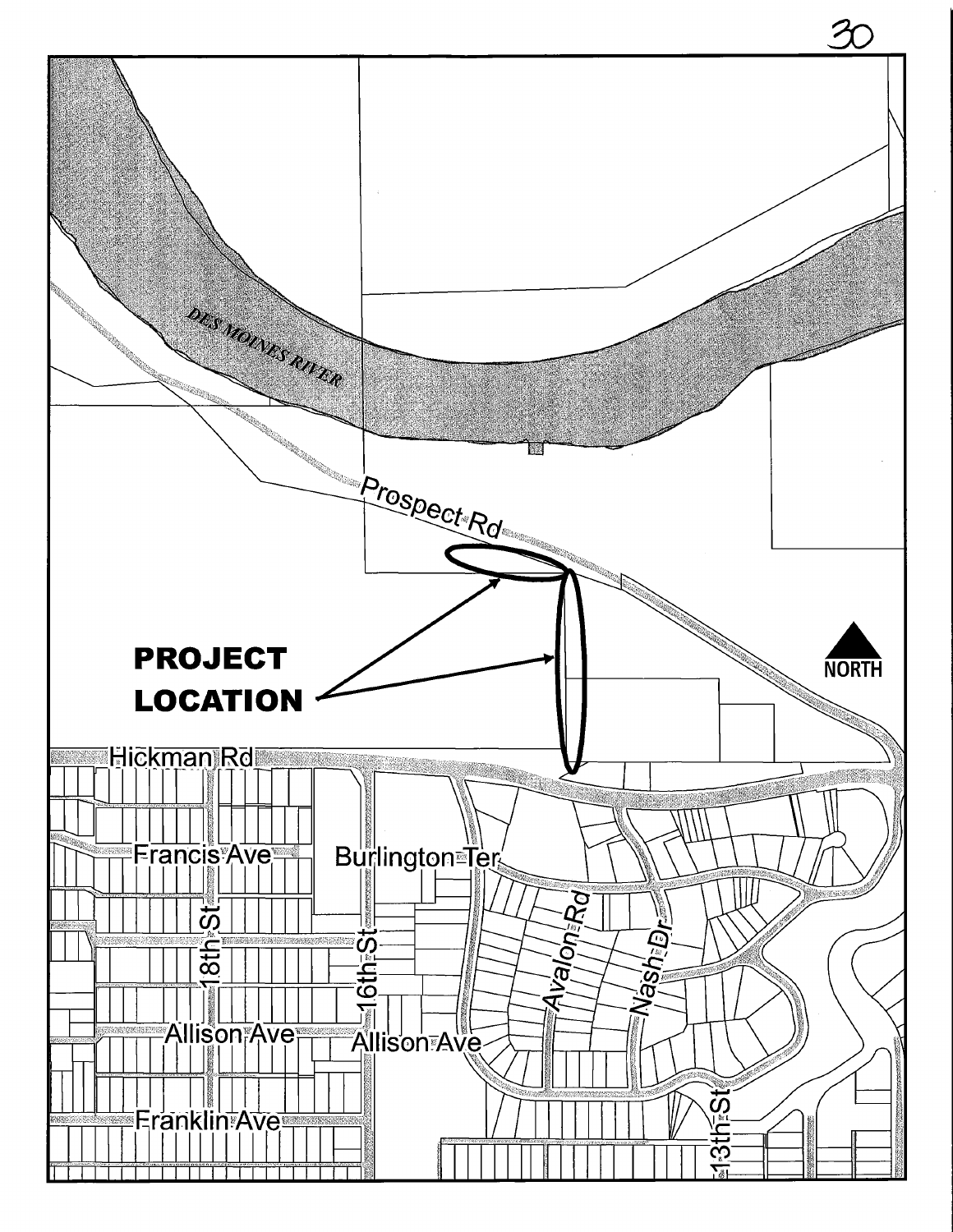DES MOINES RIVER

Prospect Rd

PROJECT LOCATION

NORTH

Hickman Rd

Francis Ave

Burlington Ter

18th St

16th St

Avalon Rd

Nash Dr

Allison Ave

Allison Ave

Franklin Ave

13th St